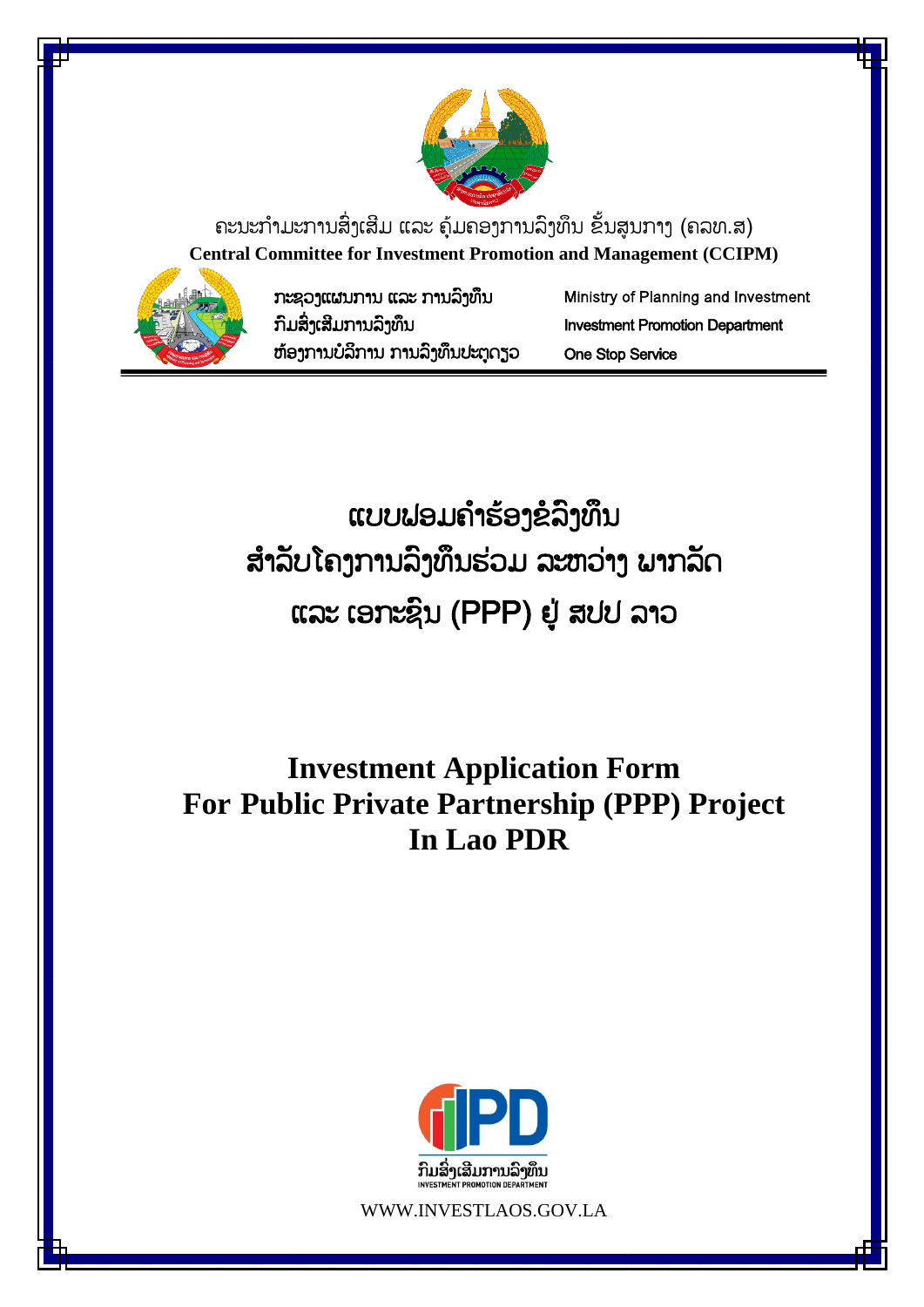ຄະນະກຳມະການສົ່ງເສີມ ແລະ ຄຸ້ມຄອງການລົງທຶນ ຂັ້ນສູນກາງ (ຄລທ.ສ)

**Central Committee for Investment Promotion and Management (CCIPM)**

ກະຊວງແຜນການ ແລະ ການລົງທຶນ
ກົມສົ່ງເສີມການລົງທຶນ
ຫ້ອງການບໍລິການ ການລົງທຶນປະຕູດຽວ

Ministry of Planning and Investment
Investment Promotion Department
One Stop Service

# ແບບຟອມຄຳຮ້ອງຂໍລົງທຶນ ສຳລັບໂຄງການລົງທຶນຮ່ວມ ລະຫວ່າງ ພາກລັດ ແລະ ເອກະຊົນ (PPP) ຢູ່ ສປປ ລາວ

# Investment Application Form For Public Private Partnership (PPP) Project In Lao PDR

ກົມສົ່ງເສີມການລົງທຶນ
INVESTMENT PROMOTION DEPARTMENT

WWW.INVESTLAOS.GOV.LA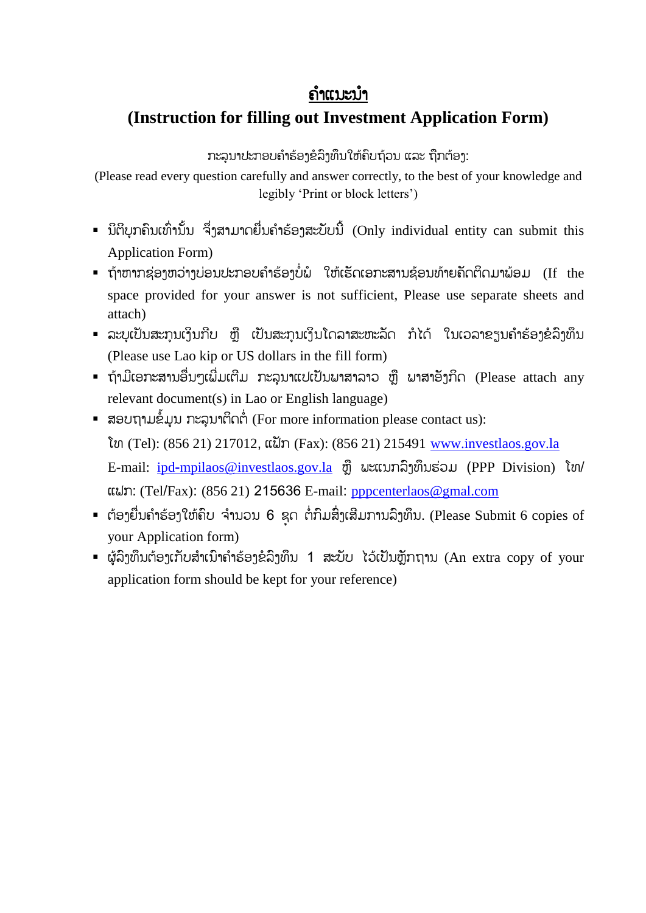# ຄຳແນະນຳ

## (Instruction for filling out Investment Application Form)

ກະລຸນາປະກອບຄຳຮ້ອງຂໍລົງທຶນໃຫ້ຄົບຖ້ວນ ແລະ ຖືກຕ້ອງ:

(Please read every question carefully and answer correctly, to the best of your knowledge and legibly 'Print or block letters')

- ນິຕິບຸກຄົນເທົ່ານັ້ນ ຈຶ່ງສາມາດຍື່ນຄຳຮ້ອງສະບັບນີ້ (Only individual entity can submit this Application Form)
- ຖ້າຫາກຊ່ອງຫວ່າງບ່ອນປະກອບຄຳຮ້ອງບໍ່ພໍ ໃຫ້ເຮັດເອກະສານຊ້ອນທ້າຍຄັດຕິດມາພ້ອມ (If the space provided for your answer is not sufficient, Please use separate sheets and attach)
- ລະບຸເປັນສະກຸນເງິນກີບ ຫຼື ເປັນສະກຸນເງິນໂດລາສະຫະລັດ ກໍໄດ້ ໃນເວລາຂຽນຄຳຮ້ອງຂໍລົງທຶນ (Please use Lao kip or US dollars in the fill form)
- ຖ້າມີເອກະສານອື່ນໆເພີ່ມເຕີມ ກະລຸນາແປເປັນພາສາລາວ ຫຼື ພາສາອັງກິດ (Please attach any relevant document(s) in Lao or English language)
- ສອບຖາມຂໍ້ມູນ ກະລຸນາຕິດຕໍ່ (For more information please contact us):

  ໂທ (Tel): (856 21) 217012, ແຟັກ (Fax): (856 21) 215491 [www.investlaos.gov.la](www.investlaos.gov.la)

  E-mail: [ipd-mpilaos@investlaos.gov.la](mailto:ipd-mpilaos@investlaos.gov.la) ຫຼື ພະແນກລົງທຶນຮ່ວມ (PPP Division) ໂທ/ແຟກ: (Tel/Fax): (856 21) 215636 E-mail: [pppcenterlaos@gmal.com](mailto:pppcenterlaos@gmal.com)
- ຕ້ອງຍື່ນຄຳຮ້ອງໃຫ້ຄົບ ຈຳນວນ 6 ຊຸດ ຕໍ່ກົມສົ່ງເສີມການລົງທຶນ. (Please Submit 6 copies of your Application form)
- ຜູ້ລົງທຶນຕ້ອງເກັບສຳເນົາຄຳຮ້ອງຂໍລົງທຶນ 1 ສະບັບ ໄວ້ເປັນຫຼັກຖານ (An extra copy of your application form should be kept for your reference)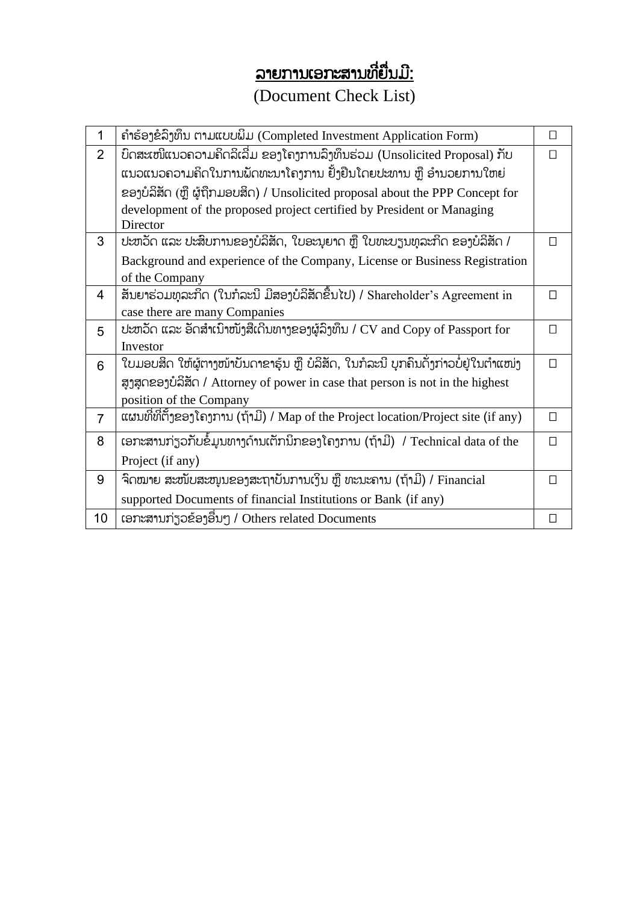# ລາຍການເອກະສານທີ່ຍື່ນມີ:

(Document Check List)

| | | |
|---|---|---|
| 1 | ຄຳຮ້ອງຂໍລົງທຶນ ຕາມແບບພິມ (Completed Investment Application Form) | ☐ |
| 2 | ບົດສະເໜີແນວຄວາມຄິດລິເລີ່ມ ຂອງໂຄງການລົງທຶນຮ່ວມ (Unsolicited Proposal) ກັບ ແນວແນວຄວາມຄິດໃນການພັດທະນາໂຄງການ ຢັ້ງຢືນໂດຍປະທານ ຫຼື ອຳນວຍການໃຫຍ່ ຂອງບໍລິສັດ (ຫຼື ຜູ້ຖືກມອບສິດ) / Unsolicited proposal about the PPP Concept for development of the proposed project certified by President or Managing Director | ☐ |
| 3 | ປະຫວັດ ແລະ ປະສົບການຂອງບໍລິສັດ, ໃບອະນຸຍາດ ຫຼື ໃບທະບຽນທຸລະກິດ ຂອງບໍລິສັດ / Background and experience of the Company, License or Business Registration of the Company | ☐ |
| 4 | ສັນຍາຮ່ວມທຸລະກິດ (ໃນກໍລະນີ ມີສອງບໍລິສັດຂຶ້ນໄປ) / Shareholder’s Agreement in case there are many Companies | ☐ |
| 5 | ປະຫວັດ ແລະ ອັດສຳເນົາໜັງສືເດີນທາງຂອງຜູ້ລົງທຶນ / CV and Copy of Passport for Investor | ☐ |
| 6 | ໃບມອບສິດ ໃຫ້ຜູ້ຕາງໜ້າບັນດາຂາຮຸ້ນ ຫຼື ບໍລິສັດ, ໃນກໍລະນີ ບຸກຄົນດັ່ງກ່າວບໍ່ຢູ່ໃນຕຳແໜ່ງສູງສຸດຂອງບໍລິສັດ / Attorney of power in case that person is not in the highest position of the Company | ☐ |
| 7 | ແຜນທີ່ທີ່ຕັ້ງຂອງໂຄງການ (ຖ້າມີ) / Map of the Project location/Project site (if any) | ☐ |
| 8 | ເອກະສານກ່ຽວກັບຂໍ້ມູນທາງດ້ານເຕັກນິກຂອງໂຄງການ (ຖ້າມີ) / Technical data of the Project (if any) | ☐ |
| 9 | ຈົດໝາຍ ສະໜັບສະໜູນຂອງສະຖາບັນການເງິນ ຫຼື ທະນະຄານ (ຖ້າມີ) / Financial supported Documents of financial Institutions or Bank (if any) | ☐ |
| 10 | ເອກະສານກ່ຽວຂ້ອງອື່ນໆ / Others related Documents | ☐ |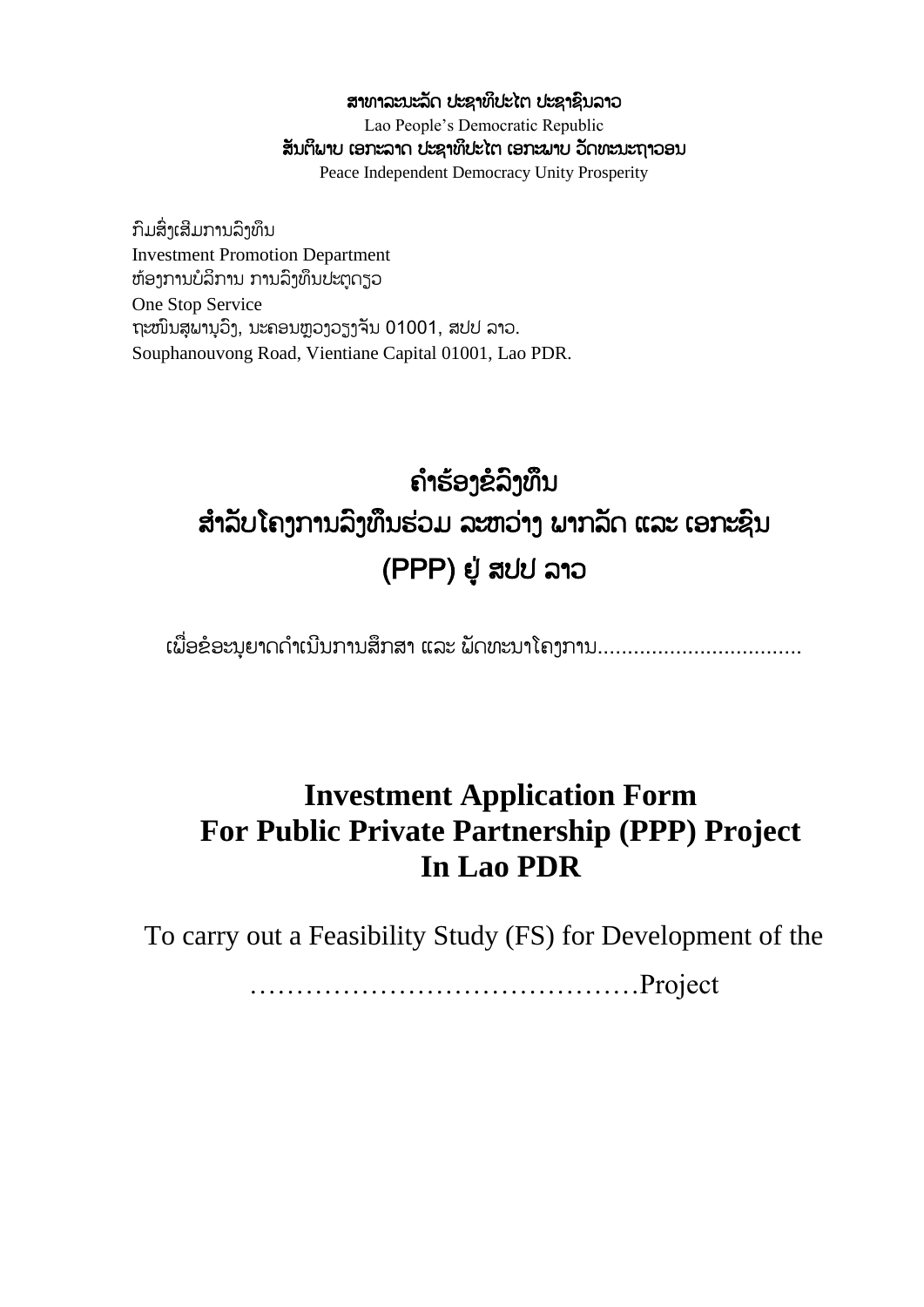**ສາທາລະນະລັດ ປະຊາທິປະໄຕ ປະຊາຊົນລາວ**

Lao People's Democratic Republic

**ສັນຕິພາບ ເອກະລາດ ປະຊາທິປະໄຕ ເອກະພາບ ວັດທະນະຖາວອນ**

Peace Independent Democracy Unity Prosperity

ກົມສົ່ງເສີມການລົງທຶນ
Investment Promotion Department
ຫ້ອງການບໍລິການ ການລົງທຶນປະຕູດຽວ
One Stop Service
ຖະໜົນສຸພານຸວົງ, ນະຄອນຫຼວງວຽງຈັນ 01001, ສປປ ລາວ.
Souphanouvong Road, Vientiane Capital 01001, Lao PDR.

# ຄຳຮ້ອງຂໍລົງທຶນ ສຳລັບໂຄງການລົງທຶນຮ່ວມ ລະຫວ່າງ ພາກລັດ ແລະ ເອກະຊົນ (PPP) ຢູ່ ສປປ ລາວ

ເພື່ອຂໍອະນຸຍາດດຳເນີນການສຶກສາ ແລະ ພັດທະນາໂຄງການ..................................

# Investment Application Form For Public Private Partnership (PPP) Project In Lao PDR

To carry out a Feasibility Study (FS) for Development of the

……………………………………Project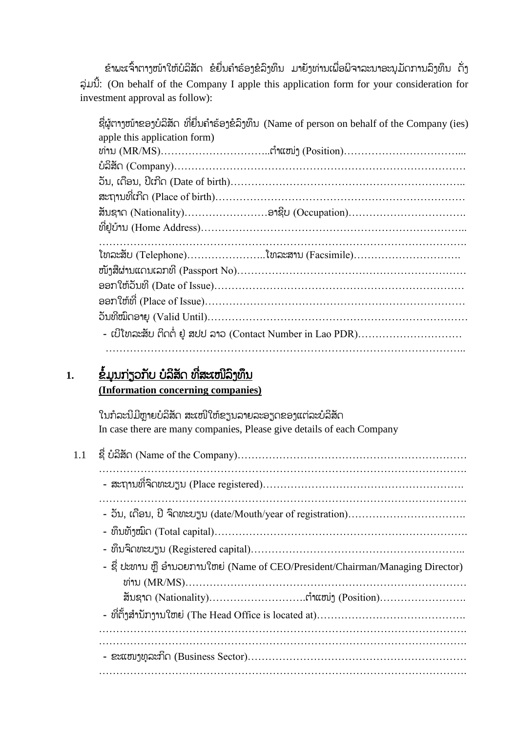ຂ້າພະເຈົ້າຕາງໜ້າໃຫ້ບໍລິສັດ ຂໍຍື່ນຄໍາຮ້ອງຂໍລົງທຶນ ມາຍັງທ່ານເພື່ອພິຈາລະນາອະນຸມັດການລົງທຶນ ດັ່ງລຸ່ມນີ້: (On behalf of the Company I apple this application form for your consideration for investment approval as follow):

ຊື່ຜູ້ຕາງໜ້າຂອງບໍລິສັດ ທີ່ຍື່ນຄໍາຮ້ອງຂໍລົງທຶນ (Name of person on behalf of the Company (ies) apple this application form)

ທ່ານ (MR/MS)…………………………..ຕໍາແໜ່ງ (Position)……………………………...

ບໍລິສັດ (Company)…………………………………………………………………………

ວັນ, ເດືອນ, ປີເກີດ (Date of birth)………………………………………………………..

ສະຖານທີ່ເກີດ (Place of birth)………………………………………………………………

ສັນຊາດ (Nationality)……………………ອາຊີບ (Occupation)…………………………….

ທີ່ຢູ່ບ້ານ (Home Address)…………………………………………………………………..

………………………………………………………………………………………………….

ໂທລະສັບ (Telephone)…………………..ໂທລະສານ (Facsimile)………………………….

ໜັງສືຜ່ານແດນເລກທີ (Passport No)…………………………………………………………

ອອກໃຫ້ວັນທີ (Date of Issue)………………………………………………………………

ອອກໃຫ້ທີ່ (Place of Issue)…………………………………………………………………

ວັນທີໝົດອາຍຸ (Valid Until)…………………………………………………………………

- ເບີໂທລະສັບ ຕິດຕໍ່ ຢູ່ ສປປ ລາວ (Contact Number in Lao PDR)…………………………

………………………………………………………………………………………………..

## 1. ຂໍ້ມູນກ່ຽວກັບ ບໍລິສັດ ທີ່ສະເໜີລົງທຶນ (Information concerning companies)

ໃນກໍລະນີມີຫຼາຍບໍລິສັດ ສະເໜີໃຫ້ຂຽນລາຍລະອຽດຂອງແຕ່ລະບໍລິສັດ
In case there are many companies, Please give details of each Company

1.1 ຊື່ ບໍລິສັດ (Name of the Company)………………………………………………………

………………………………………………………………………………………………….

- ສະຖານທີ່ຈົດທະບຽນ (Place registered)……………………………………………….

………………………………………………………………………………………………….

- ວັນ, ເດືອນ, ປີ ຈົດທະບຽນ (date/Mouth/year of registration)…………………………….
- ທຶນທັງໝົດ (Total capital)……………………………………………………………….
- ທຶນຈົດທະບຽນ (Registered capital)……………………………………………………..
- ຊື່ ປະທານ ຫຼື ອໍານວຍການໃຫຍ່ (Name of CEO/President/Chairman/Managing Director)

  ທ່ານ (MR/MS)………………………………………………………………………

  ສັນຊາດ (Nationality)……………………….ຕໍາແໜ່ງ (Position)…………………….

- ທີ່ຕັ້ງສໍານັກງານໃຫຍ່ (The Head Office is located at)…………………………………….

………………………………………………………………………………………………….

………………………………………………………………………………………………….

- ຂະແໜງທຸລະກິດ (Business Sector)……………………………………………………

………………………………………………………………………………………………….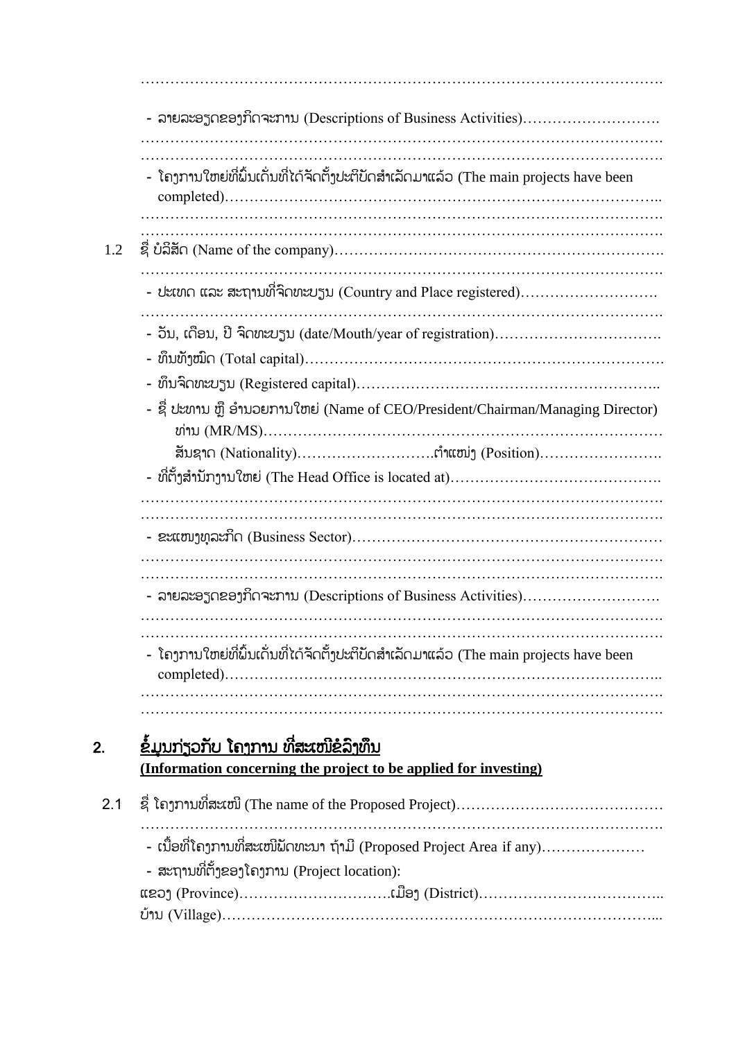…………………………………………………………………………………………….

- ລາຍລະອຽດຂອງກິດຈະການ (Descriptions of Business Activities)……………………….
…………………………………………………………………………………………….
…………………………………………………………………………………………….
- ໂຄງການໃຫຍ່ທີ່ພົ້ນເດັ່ນທີ່ໄດ້ຈັດຕັ້ງປະຕິບັດສໍາເລັດມາແລ້ວ (The main projects have been completed)…………………………………………………………………………..
…………………………………………………………………………………………….
…………………………………………………………………………………………….

1.2 ຊື່ ບໍລິສັດ (Name of the company)………………………………………………………….
…………………………………………………………………………………………….
- ປະເທດ ແລະ ສະຖານທີ່ຈົດທະບຽນ (Country and Place registered)……………………….
…………………………………………………………………………………………….
- ວັນ, ເດືອນ, ປີ ຈົດທະບຽນ (date/Mouth/year of registration)…………………………….
- ທຶນທັງໝົດ (Total capital)…………………………………………………………………….
- ທຶນຈົດທະບຽນ (Registered capital)…………………………………………………..
- ຊື່ ປະທານ ຫຼື ອໍານວຍການໃຫຍ່ (Name of CEO/President/Chairman/Managing Director)
  ທ່ານ (MR/MS)…………………………………………………………………………
  ສັນຊາດ (Nationality)……………………….ຕໍາແໜ່ງ (Position)…………………….
- ທີ່ຕັ້ງສໍານັກງານໃຫຍ່ (The Head Office is located at)…………………………………….
…………………………………………………………………………………………….
…………………………………………………………………………………………….
- ຂະແໜງທຸລະກິດ (Business Sector)……………………………………………………
…………………………………………………………………………………………….
…………………………………………………………………………………………….
- ລາຍລະອຽດຂອງກິດຈະການ (Descriptions of Business Activities)……………………….
…………………………………………………………………………………………….
…………………………………………………………………………………………….
- ໂຄງການໃຫຍ່ທີ່ພົ້ນເດັ່ນທີ່ໄດ້ຈັດຕັ້ງປະຕິບັດສໍາເລັດມາແລ້ວ (The main projects have been completed)…………………………………………………………………………..
…………………………………………………………………………………………….
…………………………………………………………………………………………….

## 2. ຂໍ້ມູນກ່ຽວກັບ ໂຄງການ ທີ່ສະເໜີຂໍລົງທຶນ

**(Information concerning the project to be applied for investing)**

2.1 ຊື່ ໂຄງການທີ່ສະເໜີ (The name of the Proposed Project)……………………………………
…………………………………………………………………………………………….
- ເນື້ອທີ່ໂຄງການທີ່ສະເໜີພັດທະນາ ຖ້າມີ (Proposed Project Area if any)…………………
- ສະຖານທີ່ຕັ້ງຂອງໂຄງການ (Project location):

ແຂວງ (Province)………………………….ເມືອງ (District)………………………………..
ບ້ານ (Village)……………………………………………………………………………...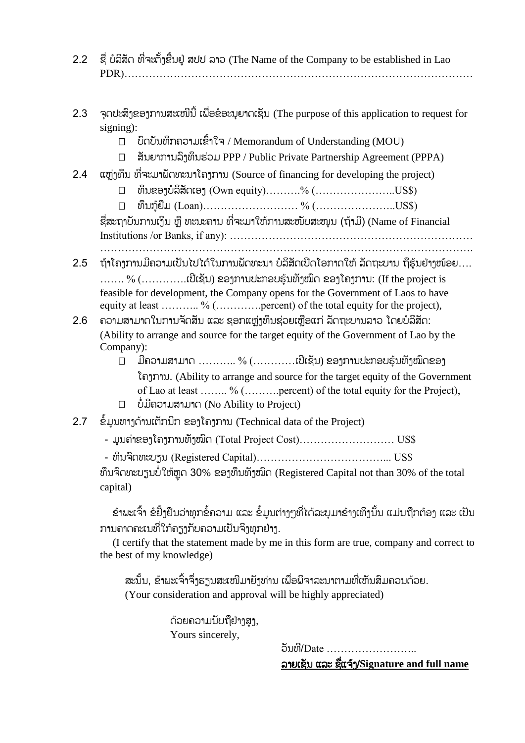2.2 ຊື່ ບໍລິສັດ ທີ່ຈະຕັ້ງຂຶ້ນຢູ່ ສປປ ລາວ (The Name of the Company to be established in Lao PDR)………………………………………………………………………………………

2.3 ຈຸດປະສົງຂອງການສະເໜີນີ້ ເພື່ອຂໍອະນຸຍາດເຊັນ (The purpose of this application to request for signing):

- ☐ ບົດບັນທຶກຄວາມເຂົ້າໃຈ / Memorandum of Understanding (MOU)
- ☐ ສັນຍາການລົງທຶນຮ່ວມ PPP / Public Private Partnership Agreement (PPPA)

2.4 ແຫຼ່ງທຶນ ທີ່ຈະມາພັດທະນາໂຄງການ (Source of financing for developing the project)

- ☐ ທຶນຂອງບໍລິສັດເອງ (Own equity)……….% (…………………..US$)
- ☐ ທຶນກູ້ຢືມ (Loan)……………………… % (…………………..US$)

ຊື່ສະຖາບັນການເງິນ ຫຼື ທະນະຄານ ທີ່ຈະມາໃຫ້ການສະໜັບສະໜູນ (ຖ້າມີ) (Name of Financial Institutions /or Banks, if any): ………………………………………………………………
…………………………………………………………………………………………….

2.5 ຖ້າໂຄງການມີຄວາມເປັນໄປໄດ້ໃນການພັດທະນາ ບໍລິສັດເປີດໂອກາດໃຫ້ ລັດຖະບານ ຖືຮຸ້ນຢ່າງໜ້ອຍ…. ……. % (………….ເປີເຊັນ) ຂອງການປະກອບຮຸ້ນທັງໝົດ ຂອງໂຄງການ: (If the project is feasible for development, the Company opens for the Government of Laos to have equity at least ……….. % (………….percent) of the total equity for the project),

2.6 ຄວາມສາມາດໃນການຈັດສັນ ແລະ ຊອກແຫຼ່ງທຶນຊ່ວຍເຫຼືອແກ່ ລັດຖະບານລາວ ໂດຍບໍລິສັດ: (Ability to arrange and source for the target equity of the Government of Lao by the Company):

- ☐ ມີຄວາມສາມາດ ……….. % (…………ເປີເຊັນ) ຂອງການປະກອບຮຸ້ນທັງໝົດຂອງໂຄງການ. (Ability to arrange and source for the target equity of the Government of Lao at least …….. % (……….percent) of the total equity for the Project),
- ☐ ບໍ່ມີຄວາມສາມາດ (No Ability to Project)

2.7 ຂໍ້ມູນທາງດ້ານເຕັກນິກ ຂອງໂຄງການ (Technical data of the Project)

- ມູນຄ່າຂອງໂຄງການທັງໝົດ (Total Project Cost)……………………… US$
- ທຶນຈົດທະບຽນ (Registered Capital)……………………………….. US$

ທຶນຈົດທະບຽນບໍ່ໃຫ້ຫຼຸດ 30% ຂອງທຶນທັງໝົດ (Registered Capital not than 30% of the total capital)

ຂ້າພະເຈົ້າ ຂໍຢັ້ງຢືນວ່າທຸກຂໍ້ຄວາມ ແລະ ຂໍ້ມູນຕ່າງໆທີ່ໄດ້ລະບຸມາຂ້າງເທິງນັ້ນ ແມ່ນຖືກຕ້ອງ ແລະ ເປັນການຄາດຄະເນທີ່ໃກ້ຄຽງກັບຄວາມເປັນຈິງທຸກຢ່າງ.

(I certify that the statement made by me in this form are true, company and correct to the best of my knowledge)

ສະນັ້ນ, ຂ້າພະເຈົ້າຈຶ່ງຮຽນສະເໜີມາຍັງທ່ານ ເພື່ອພິຈາລະນາຕາມທີ່ເຫັນສົມຄວນດ້ວຍ.
(Your consideration and approval will be highly appreciated)

ດ້ວຍຄວາມນັບຖືຢ່າງສູງ,
Yours sincerely,

ວັນທີ/Date ……………………..

**<u>ລາຍເຊັນ ແລະ ຊື່ແຈ້ງ/Signature and full name</u>**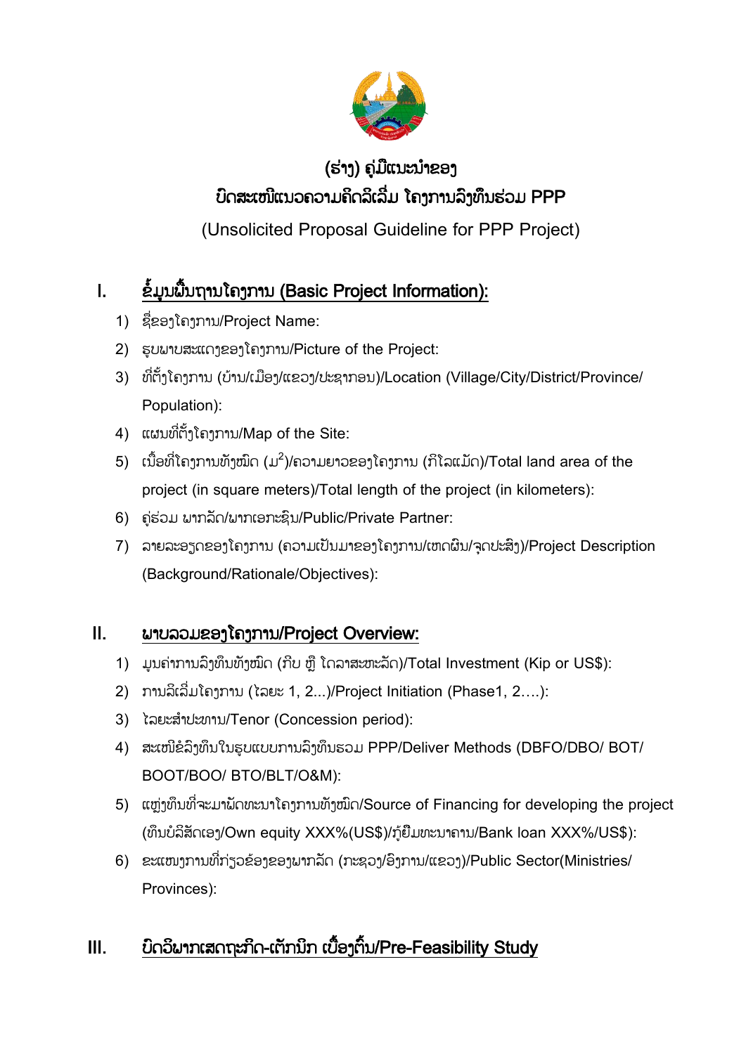# (ຮ່າງ) ຄູ່ມືແນະນຳຂອງ

# ບົດສະເໜີແນວຄວາມຄິດລິເລີ່ມ ໂຄງການລົງທຶນຮ່ວມ PPP

(Unsolicited Proposal Guideline for PPP Project)

## I. ຂໍ້ມູນພື້ນຖານໂຄງການ (Basic Project Information):

1) ຊື່ຂອງໂຄງການ/Project Name:
2) ຮູບພາບສະແດງຂອງໂຄງການ/Picture of the Project:
3) ທີ່ຕັ້ງໂຄງການ (ບ້ານ/ເມືອງ/ແຂວງ/ປະຊາກອນ)/Location (Village/City/District/Province/Population):
4) ແຜນທີ່ຕັ້ງໂຄງການ/Map of the Site:
5) ເນື້ອທີ່ໂຄງການທັງໝົດ (ມ$^2$)/ຄວາມຍາວຂອງໂຄງການ (ກິໂລແມັດ)/Total land area of the project (in square meters)/Total length of the project (in kilometers):
6) ຄູ່ຮ່ວມ ພາກລັດ/ພາກເອກະຊົນ/Public/Private Partner:
7) ລາຍລະອຽດຂອງໂຄງການ (ຄວາມເປັນມາຂອງໂຄງການ/ເຫດຜົນ/ຈຸດປະສົງ)/Project Description (Background/Rationale/Objectives):

## II. ພາບລວມຂອງໂຄງການ/Project Overview:

1) ມູນຄ່າການລົງທຶນທັງໝົດ (ກີບ ຫຼື ໂດລາສະຫະລັດ)/Total Investment (Kip or US$):
2) ການລິເລີ່ມໂຄງການ (ໄລຍະ 1, 2...)/Project Initiation (Phase1, 2….):
3) ໄລຍະສຳປະທານ/Tenor (Concession period):
4) ສະເໜີຂໍລົງທຶນໃນຮູບແບບການລົງທຶນຮວມ PPP/Deliver Methods (DBFO/DBO/ BOT/ BOOT/BOO/ BTO/BLT/O&M):
5) ແຫຼ່ງທຶນທີ່ຈະມາພັດທະນາໂຄງການທັງໝົດ/Source of Financing for developing the project (ທຶນບໍລິສັດເອງ/Own equity XXX%(US$)/ກູ້ຢືມທະນາຄານ/Bank loan XXX%/US$):
6) ຂະແໜງການທີ່ກ່ຽວຂ້ອງຂອງພາກລັດ (ກະຊວງ/ອົງການ/ແຂວງ)/Public Sector(Ministries/Provinces):

## III. ບົດວິພາກເສດຖະກິດ-ເຕັກນິກ ເບື້ອງຕົ້ນ/Pre-Feasibility Study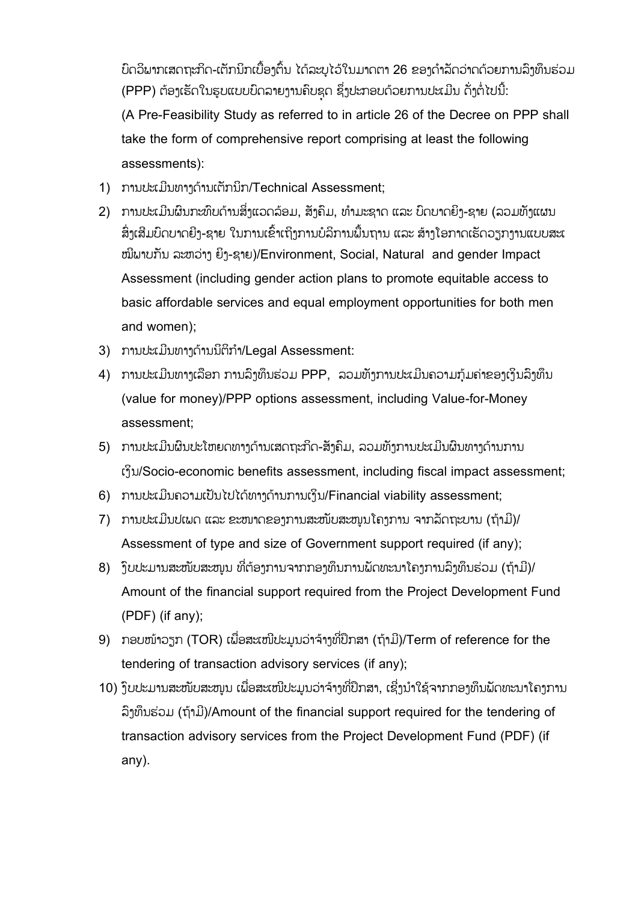ບົດວິພາກເສດຖະກິດ-ເຕັກນິກເບື້ອງຕົ້ນ ໄດ້ລະບຸໄວ້ໃນມາດຕາ 26 ຂອງດຳລັດວ່າດ້ວຍການລົງທຶນຮ່ວມ (PPP) ຕ້ອງເຮັດໃນຮູບແບບບົດລາຍງານຄົບຊຸດ ຊຶ່ງປະກອບດ້ວຍການປະເມີນ ດັ່ງຕໍ່ໄປນີ້:

(A Pre-Feasibility Study as referred to in article 26 of the Decree on PPP shall take the form of comprehensive report comprising at least the following assessments):

1) ການປະເມີນທາງດ້ານເຕັກນິກ/Technical Assessment;
2) ການປະເມີນຜົນກະທົບດ້ານສິ່ງແວດລ້ອມ, ສັງຄົມ, ທຳມະຊາດ ແລະ ບົດບາດຍິງ-ຊາຍ (ລວມທັງແຜນສົ່ງເສີມບົດບາດຍິງ-ຊາຍ ໃນການເຂົ້າເຖິງການບໍລິການພື້ນຖານ ແລະ ສ້າງໂອກາດເຮັດວຽກງານແບບສະເໝີພາບກັນ ລະຫວ່າງ ຍິງ-ຊາຍ)/Environment, Social, Natural and gender Impact Assessment (including gender action plans to promote equitable access to basic affordable services and equal employment opportunities for both men and women);
3) ການປະເມີນທາງດ້ານນິຕິກຳ/Legal Assessment:
4) ການປະເມີນທາງເລືອກ ການລົງທຶນຮ່ວມ PPP, ລວມທັງການປະເມີນຄວາມກຸ້ມຄ່າຂອງເງິນລົງທຶນ (value for money)/PPP options assessment, including Value-for-Money assessment;
5) ການປະເມີນຜົນປະໂຫຍດທາງດ້ານເສດຖະກິດ-ສັງຄົມ, ລວມທັງການປະເມີນຜົນທາງດ້ານການເງິນ/Socio-economic benefits assessment, including fiscal impact assessment;
6) ການປະເມີນຄວາມເປັນໄປໄດ້ທາງດ້ານການເງິນ/Financial viability assessment;
7) ການປະເມີນປະເພດ ແລະ ຂະໜາດຂອງການສະໜັບສະໜູນໂຄງການ ຈາກລັດຖະບານ (ຖ້າມີ)/ Assessment of type and size of Government support required (if any);
8) ງົບປະມານສະໜັບສະໜູນ ທີ່ຕ້ອງການຈາກກອງທຶນການພັດທະນາໂຄງການລົງທຶນຮ່ວມ (ຖ້າມີ)/ Amount of the financial support required from the Project Development Fund (PDF) (if any);
9) ກອບໜ້າວຽກ (TOR) ເພື່ອສະເໜີປະມູນວ່າຈ້າງທີ່ປຶກສາ (ຖ້າມີ)/Term of reference for the tendering of transaction advisory services (if any);
10) ງົບປະມານສະໜັບສະໜູນ ເພື່ອສະເໜີປະມູນວ່າຈ້າງທີ່ປຶກສາ, ເຊິ່ງນຳໃຊ້ຈາກກອງທຶນພັດທະນາໂຄງການລົງທຶນຮ່ວມ (ຖ້າມີ)/Amount of the financial support required for the tendering of transaction advisory services from the Project Development Fund (PDF) (if any).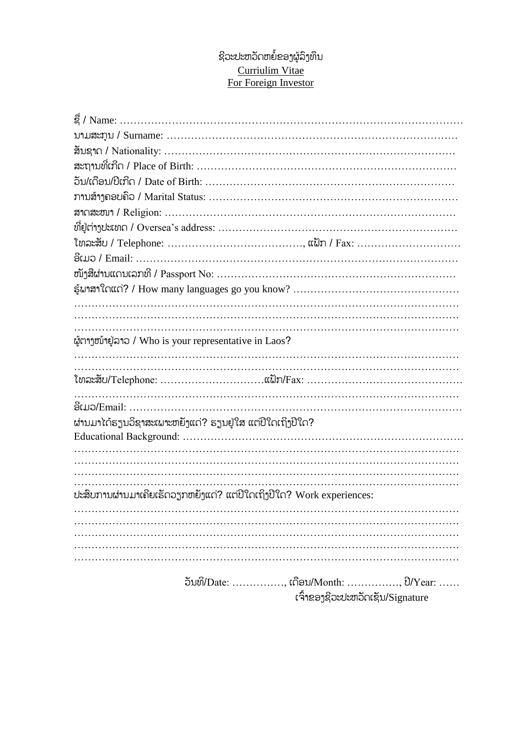ຊີວະປະຫວັດຫຍໍ້ຂອງຜູ້ລົງທຶນ

Curriulim Vitae

For Foreign Investor

ຊື່ / Name: …………………………………………………………………………………………

ນາມສະກຸນ / Surname: …………………………………………………………………………

ສັນຊາດ / Nationality: …………………………………………………………………………

ສະຖານທີ່ເກີດ / Place of Birth: ………………………………………………………………

ວັນ/ເດືອນ/ປີເກີດ / Date of Birth: ……………………………………………………………

ການສ້າງຄອບຄົວ / Marital Status: ……………………………………………………………

ສາດສະໜາ / Religion: ……………………………………………………………………………

ທີ່ຢູ່ຕ່າງປະເທດ / Oversea's address: …………………………………………………………

ໂທລະສັບ / Telephone: ………………………………………, ແຟັກ / Fax: …………………………

ອີເມວ / Email: ……………………………………………………………………………………

ໜັງສືຜ່ານແດນເລກທີ / Passport No: ……………………………………………………………

ຮູ້ພາສາໃດແດ່? / How many languages go you know? …………………………………………

……………………………………………………………………………………………………

……………………………………………………………………………………………………

……………………………………………………………………………………………………

ຜູ້ຕາງໜ້າຢູ່ລາວ / Who is your representative in Laos?

……………………………………………………………………………………………………

……………………………………………………………………………………………………

ໂທລະສັບ/Telephone: …………………………ແຟັກ/Fax: ……………………………………

……………………………………………………………………………………………………

ອີເມວ/Email: ………………………………………………………………………………………

ຜ່ານມາໄດ້ຮຽນວິຊາສະເພາະຫຍັງແດ່? ຮຽນຢູ່ໃສ ແຕ່ປີໃດເຖິງປີໃດ?

Educational Background: …………………………………………………………………………

……………………………………………………………………………………………………

……………………………………………………………………………………………………

……………………………………………………………………………………………………

……………………………………………………………………………………………………

ປະສົບການຜ່ານມາເຄີຍເຮັດວຽກຫຍັງແດ່? ແຕ່ປີໃດເຖິງປີໃດ? Work experiences:

……………………………………………………………………………………………………

……………………………………………………………………………………………………

……………………………………………………………………………………………………

……………………………………………………………………………………………………

……………………………………………………………………………………………………

ວັນທີ/Date: ……………, ເດືອນ/Month: ……………, ປີ/Year: ……

ເຈົ້າຂອງຊີວະປະຫວັດເຊັນ/Signature